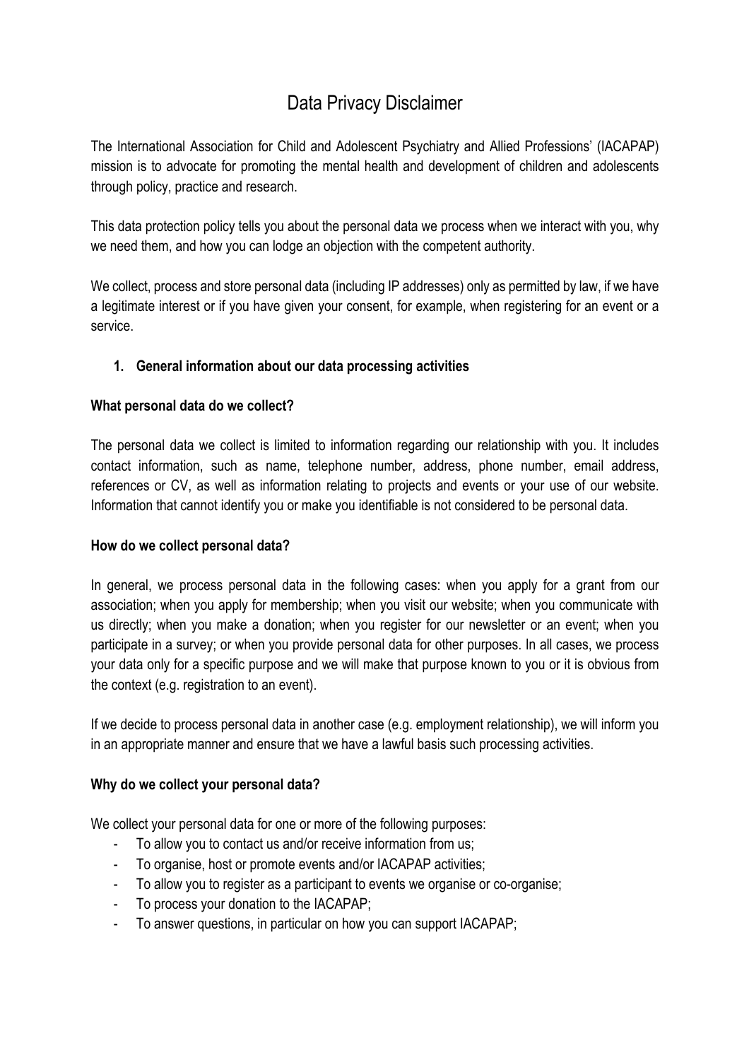# Data Privacy Disclaimer

The International Association for Child and Adolescent Psychiatry and Allied Professions' (IACAPAP) mission is to advocate for promoting the mental health and development of children and adolescents through policy, practice and research.

This data protection policy tells you about the personal data we process when we interact with you, why we need them, and how you can lodge an objection with the competent authority.

We collect, process and store personal data (including IP addresses) only as permitted by law, if we have a legitimate interest or if you have given your consent, for example, when registering for an event or a service.

1. **General information about our data processing activities**

**What personal data do we collect?**

The personal data we collect is limited to information regarding our relationship with you. It includes contact information, such as name, telephone number, address, phone number, email address, references or CV, as well as information relating to projects and events or your use of our website. Information that cannot identify you or make you identifiable is not considered to be personal data.

**How do we collect personal data?**

In general, we process personal data in the following cases: when you apply for a grant from our association; when you apply for membership; when you visit our website; when you communicate with us directly; when you make a donation; when you register for our newsletter or an event; when you participate in a survey; or when you provide personal data for other purposes. In all cases, we process your data only for a specific purpose and we will make that purpose known to you or it is obvious from the context (e.g. registration to an event).

If we decide to process personal data in another case (e.g. employment relationship), we will inform you in an appropriate manner and ensure that we have a lawful basis such processing activities.

**Why do we collect your personal data?**

We collect your personal data for one or more of the following purposes:

- To allow you to contact us and/or receive information from us;
- To organise, host or promote events and/or IACAPAP activities;
- To allow you to register as a participant to events we organise or co-organise;
- To process your donation to the IACAPAP;
- To answer questions, in particular on how you can support IACAPAP;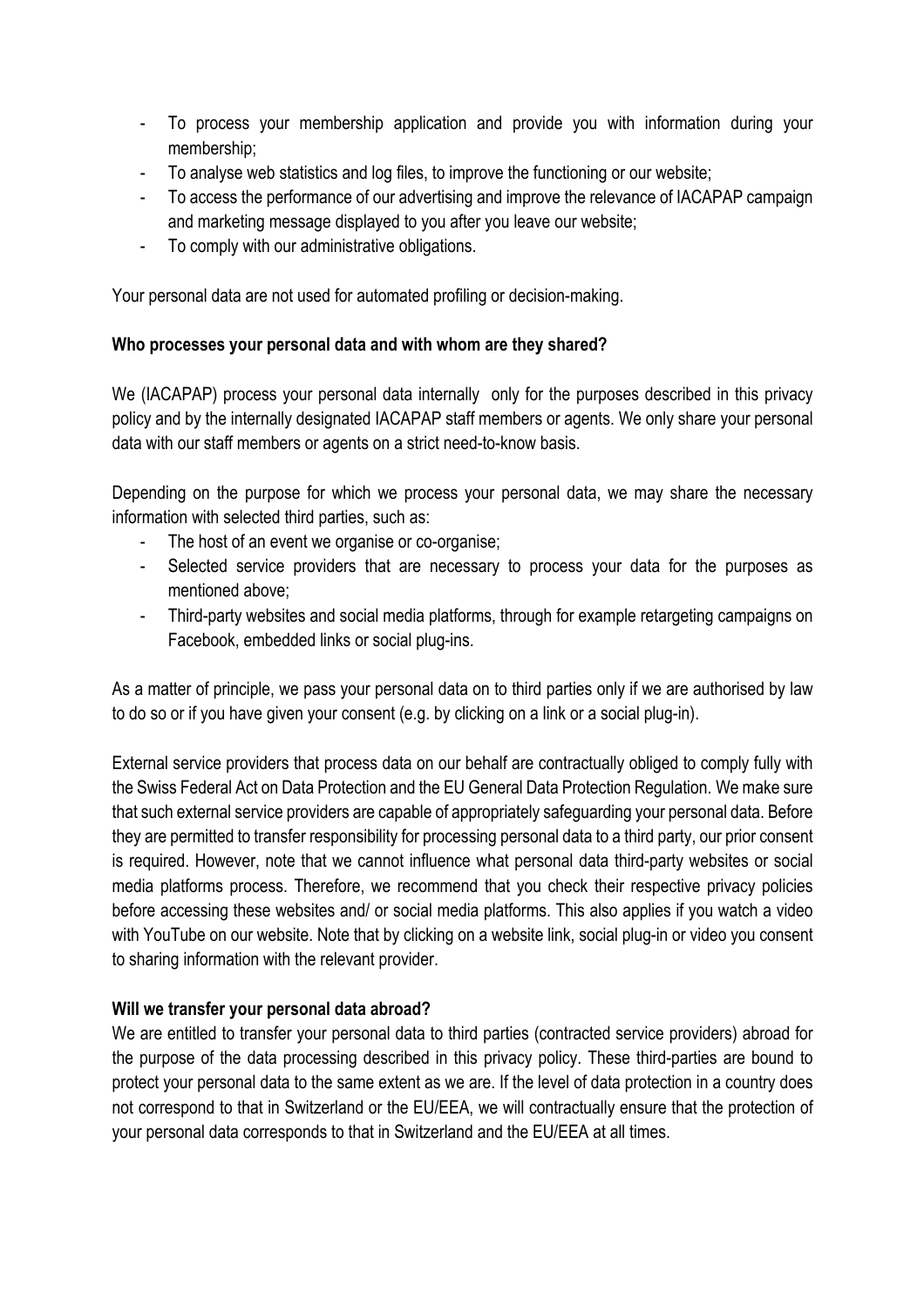- To process your membership application and provide you with information during your membership;
- To analyse web statistics and log files, to improve the functioning or our website;
- To access the performance of our advertising and improve the relevance of IACAPAP campaign and marketing message displayed to you after you leave our website;
- To comply with our administrative obligations.

Your personal data are not used for automated profiling or decision-making.

**Who processes your personal data and with whom are they shared?**

We (IACAPAP) process your personal data internally only for the purposes described in this privacy policy and by the internally designated IACAPAP staff members or agents. We only share your personal data with our staff members or agents on a strict need-to-know basis.

Depending on the purpose for which we process your personal data, we may share the necessary information with selected third parties, such as:

- The host of an event we organise or co-organise;
- Selected service providers that are necessary to process your data for the purposes as mentioned above;
- Third-party websites and social media platforms, through for example retargeting campaigns on Facebook, embedded links or social plug-ins.

As a matter of principle, we pass your personal data on to third parties only if we are authorised by law to do so or if you have given your consent (e.g. by clicking on a link or a social plug-in).

External service providers that process data on our behalf are contractually obliged to comply fully with the Swiss Federal Act on Data Protection and the EU General Data Protection Regulation. We make sure that such external service providers are capable of appropriately safeguarding your personal data. Before they are permitted to transfer responsibility for processing personal data to a third party, our prior consent is required. However, note that we cannot influence what personal data third-party websites or social media platforms process. Therefore, we recommend that you check their respective privacy policies before accessing these websites and/ or social media platforms. This also applies if you watch a video with YouTube on our website. Note that by clicking on a website link, social plug-in or video you consent to sharing information with the relevant provider.

**Will we transfer your personal data abroad?**

We are entitled to transfer your personal data to third parties (contracted service providers) abroad for the purpose of the data processing described in this privacy policy. These third-parties are bound to protect your personal data to the same extent as we are. If the level of data protection in a country does not correspond to that in Switzerland or the EU/EEA, we will contractually ensure that the protection of your personal data corresponds to that in Switzerland and the EU/EEA at all times.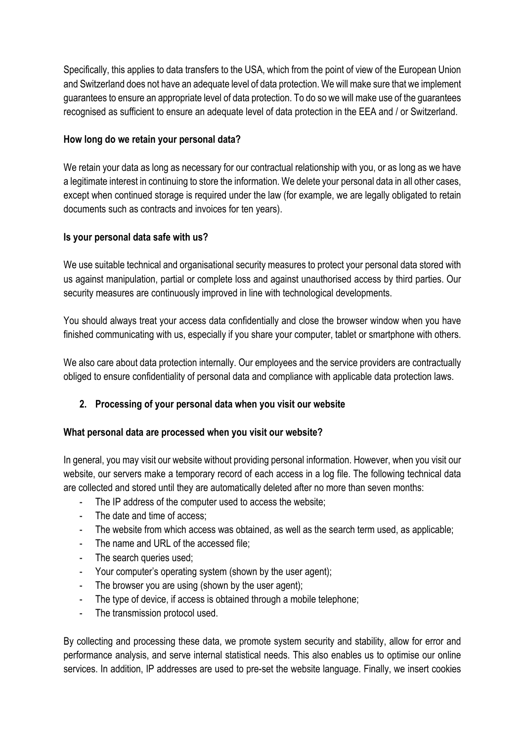Specifically, this applies to data transfers to the USA, which from the point of view of the European Union and Switzerland does not have an adequate level of data protection. We will make sure that we implement guarantees to ensure an appropriate level of data protection. To do so we will make use of the guarantees recognised as sufficient to ensure an adequate level of data protection in the EEA and / or Switzerland.

**How long do we retain your personal data?**

We retain your data as long as necessary for our contractual relationship with you, or as long as we have a legitimate interest in continuing to store the information. We delete your personal data in all other cases, except when continued storage is required under the law (for example, we are legally obligated to retain documents such as contracts and invoices for ten years).

**Is your personal data safe with us?**

We use suitable technical and organisational security measures to protect your personal data stored with us against manipulation, partial or complete loss and against unauthorised access by third parties. Our security measures are continuously improved in line with technological developments.

You should always treat your access data confidentially and close the browser window when you have finished communicating with us, especially if you share your computer, tablet or smartphone with others.

We also care about data protection internally. Our employees and the service providers are contractually obliged to ensure confidentiality of personal data and compliance with applicable data protection laws.

## 2. Processing of your personal data when you visit our website

**What personal data are processed when you visit our website?**

In general, you may visit our website without providing personal information. However, when you visit our website, our servers make a temporary record of each access in a log file. The following technical data are collected and stored until they are automatically deleted after no more than seven months:

- The IP address of the computer used to access the website;
- The date and time of access;
- The website from which access was obtained, as well as the search term used, as applicable;
- The name and URL of the accessed file;
- The search queries used;
- Your computer's operating system (shown by the user agent);
- The browser you are using (shown by the user agent);
- The type of device, if access is obtained through a mobile telephone;
- The transmission protocol used.

By collecting and processing these data, we promote system security and stability, allow for error and performance analysis, and serve internal statistical needs. This also enables us to optimise our online services. In addition, IP addresses are used to pre-set the website language. Finally, we insert cookies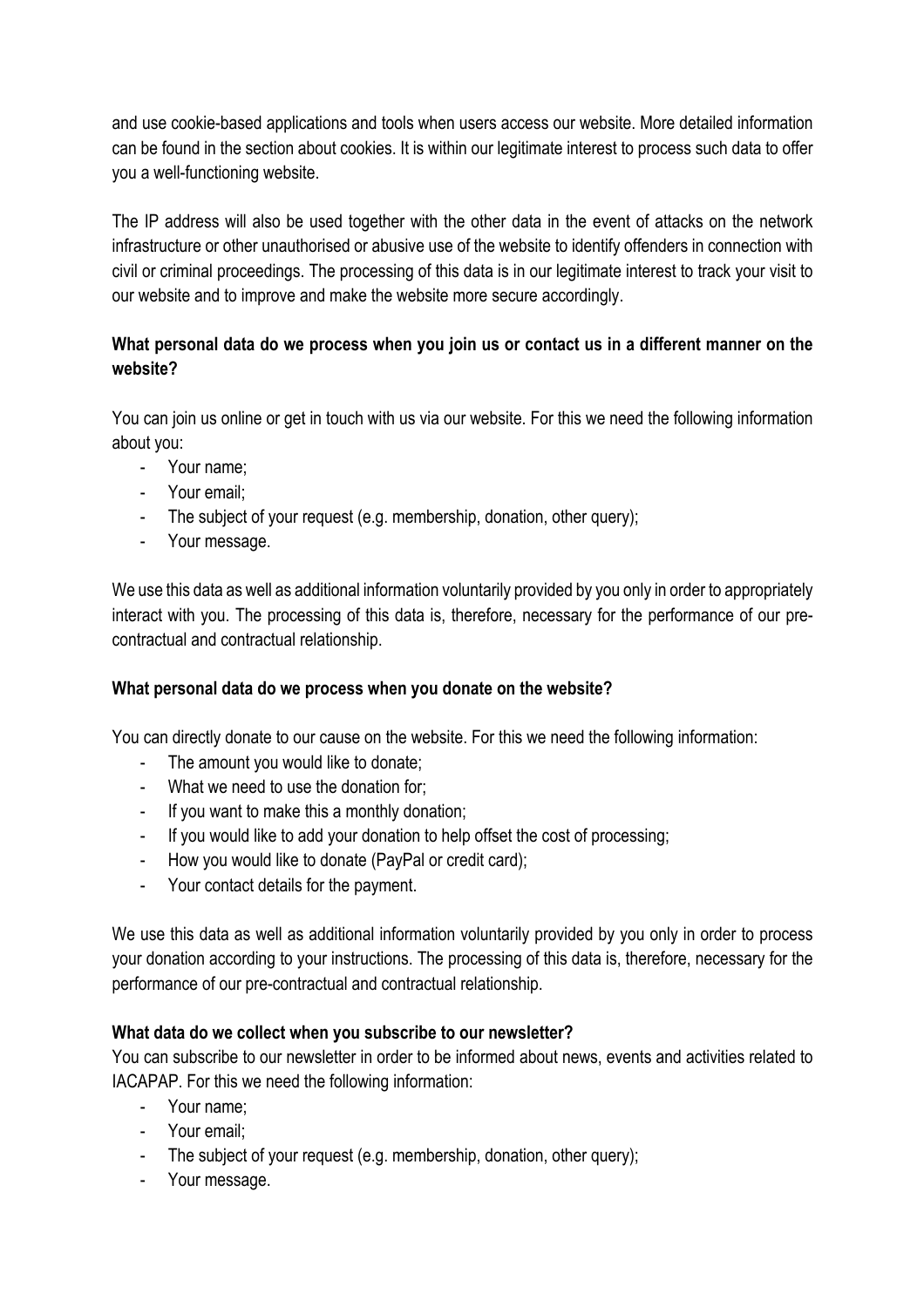and use cookie-based applications and tools when users access our website. More detailed information can be found in the section about cookies. It is within our legitimate interest to process such data to offer you a well-functioning website.

The IP address will also be used together with the other data in the event of attacks on the network infrastructure or other unauthorised or abusive use of the website to identify offenders in connection with civil or criminal proceedings. The processing of this data is in our legitimate interest to track your visit to our website and to improve and make the website more secure accordingly.

**What personal data do we process when you join us or contact us in a different manner on the website?**

You can join us online or get in touch with us via our website. For this we need the following information about you:

- Your name;
- Your email;
- The subject of your request (e.g. membership, donation, other query);
- Your message.

We use this data as well as additional information voluntarily provided by you only in order to appropriately interact with you. The processing of this data is, therefore, necessary for the performance of our pre-contractual and contractual relationship.

**What personal data do we process when you donate on the website?**

You can directly donate to our cause on the website. For this we need the following information:

- The amount you would like to donate;
- What we need to use the donation for;
- If you want to make this a monthly donation;
- If you would like to add your donation to help offset the cost of processing;
- How you would like to donate (PayPal or credit card);
- Your contact details for the payment.

We use this data as well as additional information voluntarily provided by you only in order to process your donation according to your instructions. The processing of this data is, therefore, necessary for the performance of our pre-contractual and contractual relationship.

**What data do we collect when you subscribe to our newsletter?**

You can subscribe to our newsletter in order to be informed about news, events and activities related to IACAPAP. For this we need the following information:

- Your name;
- Your email;
- The subject of your request (e.g. membership, donation, other query);
- Your message.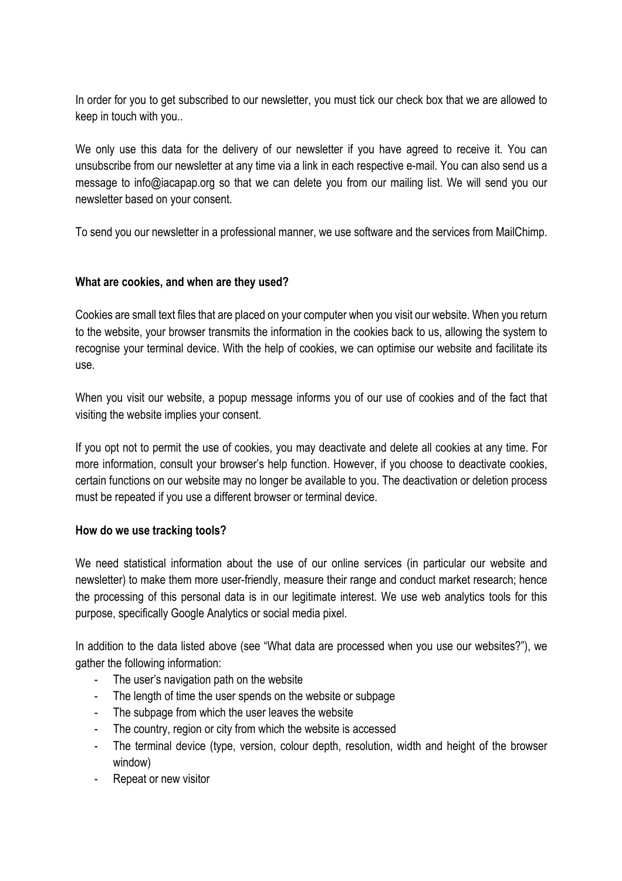In order for you to get subscribed to our newsletter, you must tick our check box that we are allowed to keep in touch with you..

We only use this data for the delivery of our newsletter if you have agreed to receive it. You can unsubscribe from our newsletter at any time via a link in each respective e-mail. You can also send us a message to info@iacapap.org so that we can delete you from our mailing list. We will send you our newsletter based on your consent.

To send you our newsletter in a professional manner, we use software and the services from MailChimp.

**What are cookies, and when are they used?**

Cookies are small text files that are placed on your computer when you visit our website. When you return to the website, your browser transmits the information in the cookies back to us, allowing the system to recognise your terminal device. With the help of cookies, we can optimise our website and facilitate its use.

When you visit our website, a popup message informs you of our use of cookies and of the fact that visiting the website implies your consent.

If you opt not to permit the use of cookies, you may deactivate and delete all cookies at any time. For more information, consult your browser's help function. However, if you choose to deactivate cookies, certain functions on our website may no longer be available to you. The deactivation or deletion process must be repeated if you use a different browser or terminal device.

**How do we use tracking tools?**

We need statistical information about the use of our online services (in particular our website and newsletter) to make them more user-friendly, measure their range and conduct market research; hence the processing of this personal data is in our legitimate interest. We use web analytics tools for this purpose, specifically Google Analytics or social media pixel.

In addition to the data listed above (see "What data are processed when you use our websites?"), we gather the following information:

- The user's navigation path on the website
- The length of time the user spends on the website or subpage
- The subpage from which the user leaves the website
- The country, region or city from which the website is accessed
- The terminal device (type, version, colour depth, resolution, width and height of the browser window)
- Repeat or new visitor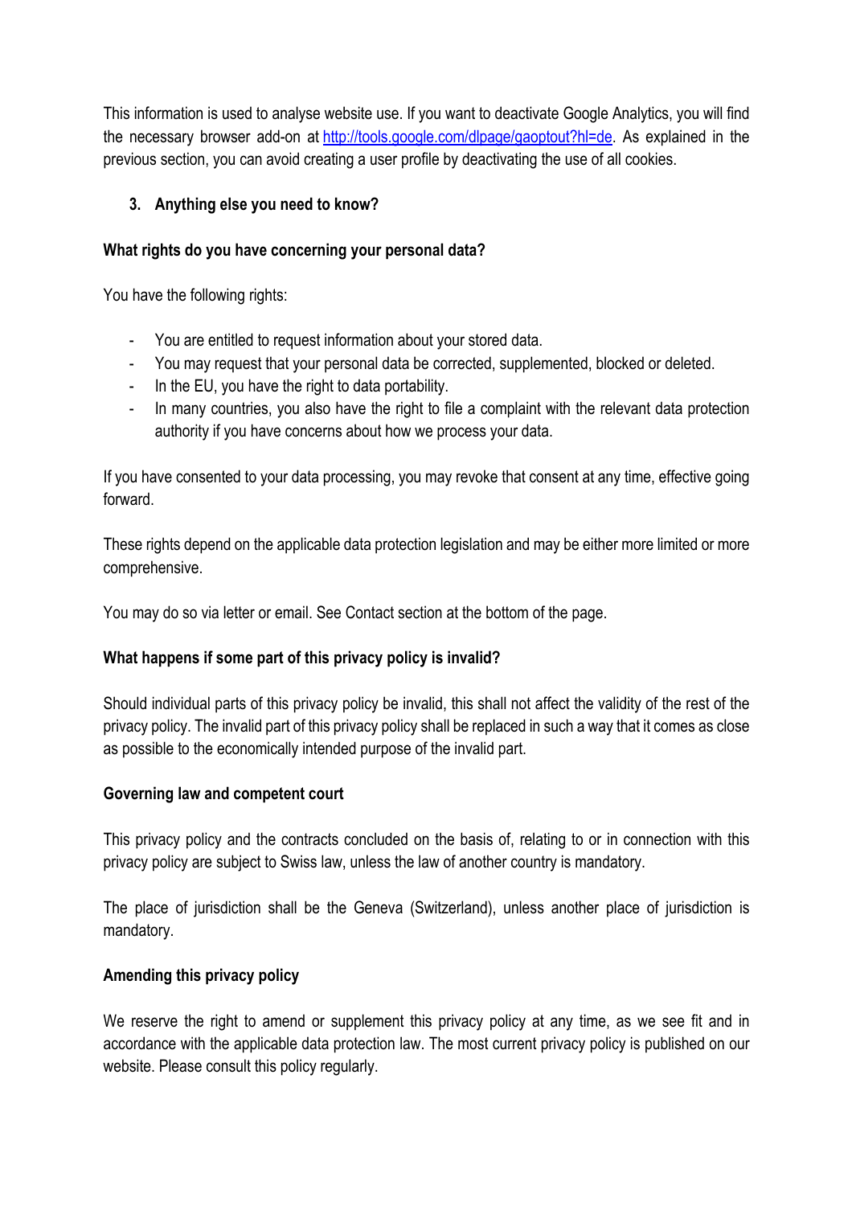This information is used to analyse website use. If you want to deactivate Google Analytics, you will find the necessary browser add-on at [http://tools.google.com/dlpage/gaoptout?hl=de](http://tools.google.com/dlpage/gaoptout?hl=de). As explained in the previous section, you can avoid creating a user profile by deactivating the use of all cookies.

## 3. Anything else you need to know?

**What rights do you have concerning your personal data?**

You have the following rights:

- You are entitled to request information about your stored data.
- You may request that your personal data be corrected, supplemented, blocked or deleted.
- In the EU, you have the right to data portability.
- In many countries, you also have the right to file a complaint with the relevant data protection authority if you have concerns about how we process your data.

If you have consented to your data processing, you may revoke that consent at any time, effective going forward.

These rights depend on the applicable data protection legislation and may be either more limited or more comprehensive.

You may do so via letter or email. See Contact section at the bottom of the page.

**What happens if some part of this privacy policy is invalid?**

Should individual parts of this privacy policy be invalid, this shall not affect the validity of the rest of the privacy policy. The invalid part of this privacy policy shall be replaced in such a way that it comes as close as possible to the economically intended purpose of the invalid part.

**Governing law and competent court**

This privacy policy and the contracts concluded on the basis of, relating to or in connection with this privacy policy are subject to Swiss law, unless the law of another country is mandatory.

The place of jurisdiction shall be the Geneva (Switzerland), unless another place of jurisdiction is mandatory.

**Amending this privacy policy**

We reserve the right to amend or supplement this privacy policy at any time, as we see fit and in accordance with the applicable data protection law. The most current privacy policy is published on our website. Please consult this policy regularly.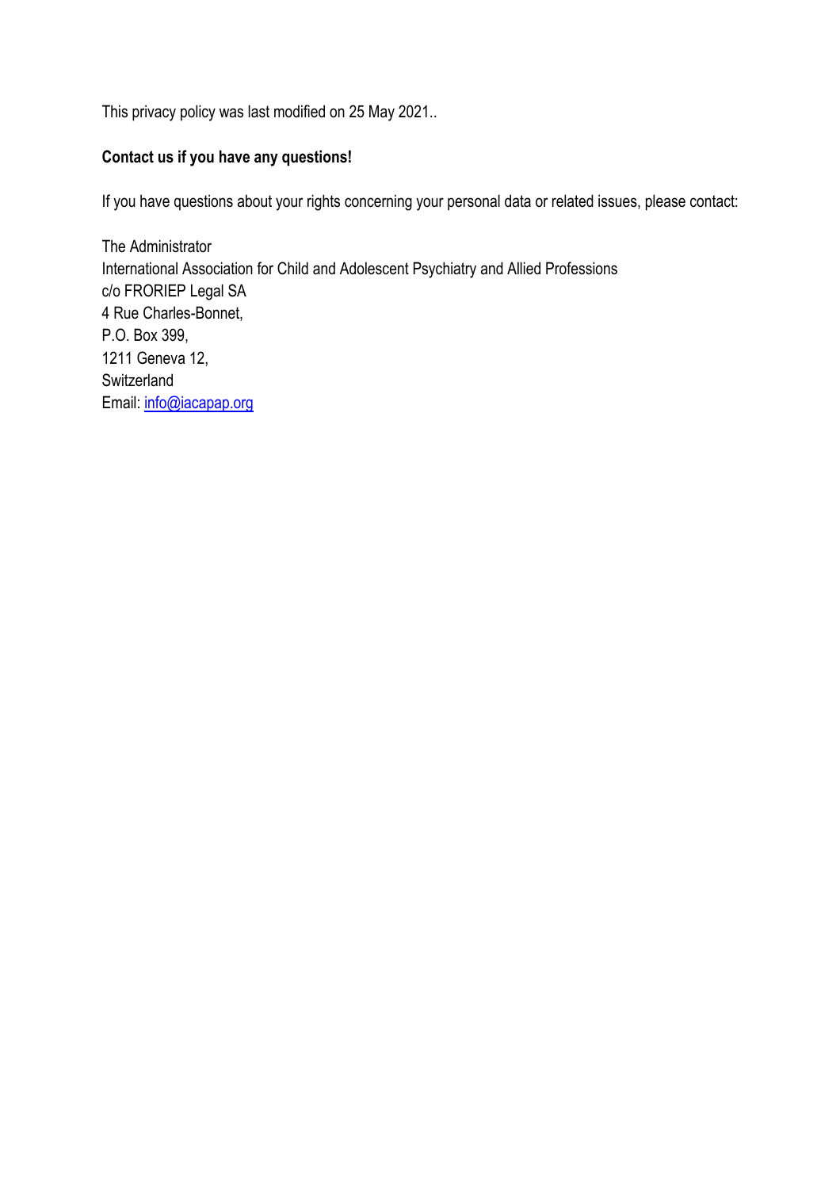This privacy policy was last modified on 25 May 2021..

**Contact us if you have any questions!**

If you have questions about your rights concerning your personal data or related issues, please contact:

The Administrator  
International Association for Child and Adolescent Psychiatry and Allied Professions  
c/o FRORIEP Legal SA  
4 Rue Charles-Bonnet,  
P.O. Box 399,  
1211 Geneva 12,  
Switzerland  
Email: info@iacapap.org